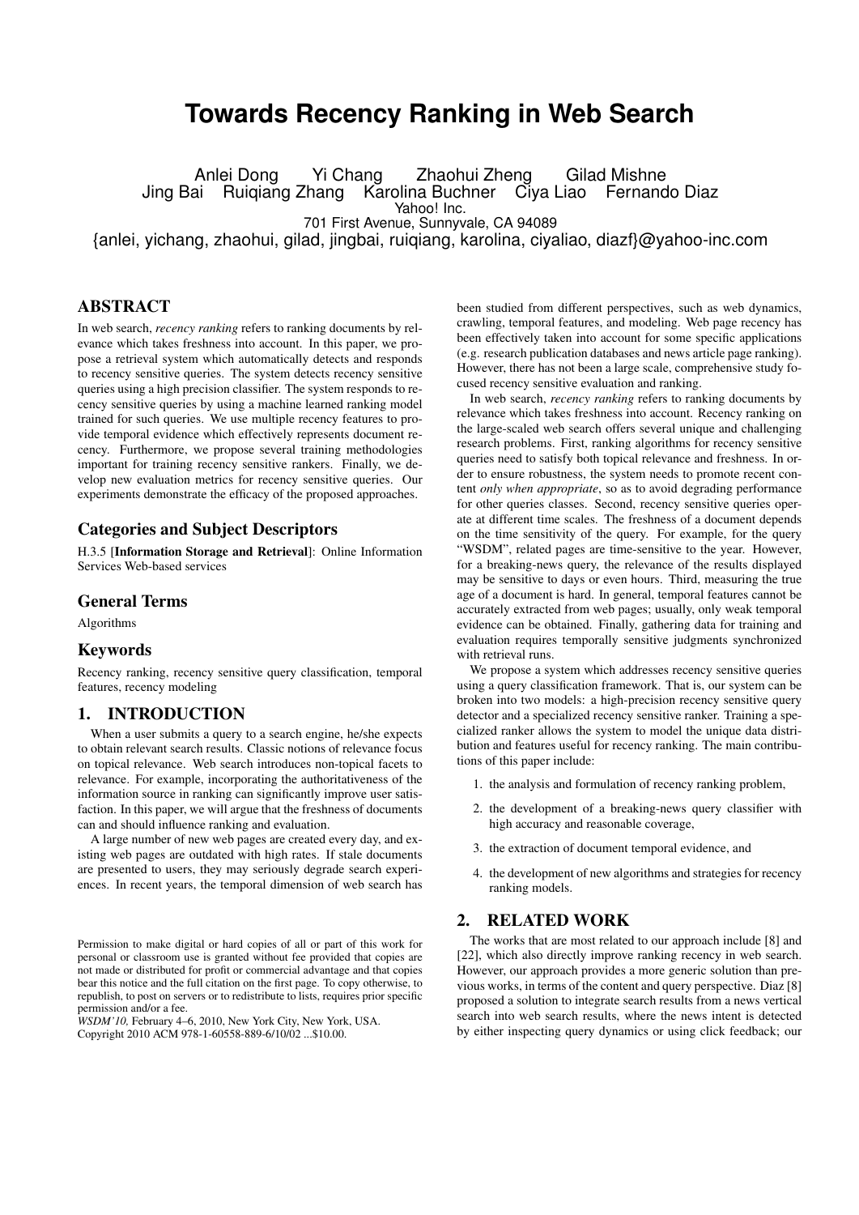# Towards Recency Ranking in Web Search

Anlei Dong Yi Chang Zhaohui Zheng Gilad Mishne
Jing Bai Ruiqiang Zhang Karolina Buchner Ciya Liao Fernando Diaz
Yahoo! Inc.
701 First Avenue, Sunnyvale, CA 94089
{anlei, yichang, zhaohui, gilad, jingbai, ruiqiang, karolina, ciyaliao, diazf}@yahoo-inc.com

## ABSTRACT

In web search, *recency ranking* refers to ranking documents by relevance which takes freshness into account. In this paper, we propose a retrieval system which automatically detects and responds to recency sensitive queries. The system detects recency sensitive queries using a high precision classifier. The system responds to recency sensitive queries by using a machine learned ranking model trained for such queries. We use multiple recency features to provide temporal evidence which effectively represents document recency. Furthermore, we propose several training methodologies important for training recency sensitive rankers. Finally, we develop new evaluation metrics for recency sensitive queries. Our experiments demonstrate the efficacy of the proposed approaches.

## Categories and Subject Descriptors

H.3.5 [**Information Storage and Retrieval**]: Online Information Services Web-based services

## General Terms

Algorithms

## Keywords

Recency ranking, recency sensitive query classification, temporal features, recency modeling

## 1. INTRODUCTION

When a user submits a query to a search engine, he/she expects to obtain relevant search results. Classic notions of relevance focus on topical relevance. Web search introduces non-topical facets to relevance. For example, incorporating the authoritativeness of the information source in ranking can significantly improve user satisfaction. In this paper, we will argue that the freshness of documents can and should influence ranking and evaluation.

A large number of new web pages are created every day, and existing web pages are outdated with high rates. If stale documents are presented to users, they may seriously degrade search experiences. In recent years, the temporal dimension of web search has been studied from different perspectives, such as web dynamics, crawling, temporal features, and modeling. Web page recency has been effectively taken into account for some specific applications (e.g. research publication databases and news article page ranking). However, there has not been a large scale, comprehensive study focused recency sensitive evaluation and ranking.

In web search, *recency ranking* refers to ranking documents by relevance which takes freshness into account. Recency ranking on the large-scaled web search offers several unique and challenging research problems. First, ranking algorithms for recency sensitive queries need to satisfy both topical relevance and freshness. In order to ensure robustness, the system needs to promote recent content *only when appropriate*, so as to avoid degrading performance for other queries classes. Second, recency sensitive queries operate at different time scales. The freshness of a document depends on the time sensitivity of the query. For example, for the query "WSDM", related pages are time-sensitive to the year. However, for a breaking-news query, the relevance of the results displayed may be sensitive to days or even hours. Third, measuring the true age of a document is hard. In general, temporal features cannot be accurately extracted from web pages; usually, only weak temporal evidence can be obtained. Finally, gathering data for training and evaluation requires temporally sensitive judgments synchronized with retrieval runs.

We propose a system which addresses recency sensitive queries using a query classification framework. That is, our system can be broken into two models: a high-precision recency sensitive query detector and a specialized recency sensitive ranker. Training a specialized ranker allows the system to model the unique data distribution and features useful for recency ranking. The main contributions of this paper include:

1. the analysis and formulation of recency ranking problem,
2. the development of a breaking-news query classifier with high accuracy and reasonable coverage,
3. the extraction of document temporal evidence, and
4. the development of new algorithms and strategies for recency ranking models.

## 2. RELATED WORK

The works that are most related to our approach include [8] and [22], which also directly improve ranking recency in web search. However, our approach provides a more generic solution than previous works, in terms of the content and query perspective. Diaz [8] proposed a solution to integrate search results from a news vertical search into web search results, where the news intent is detected by either inspecting query dynamics or using click feedback; our

Permission to make digital or hard copies of all or part of this work for personal or classroom use is granted without fee provided that copies are not made or distributed for profit or commercial advantage and that copies bear this notice and the full citation on the first page. To copy otherwise, to republish, to post on servers or to redistribute to lists, requires prior specific permission and/or a fee.
*WSDM'10,* February 4–6, 2010, New York City, New York, USA.
Copyright 2010 ACM 978-1-60558-889-6/10/02 ...$10.00.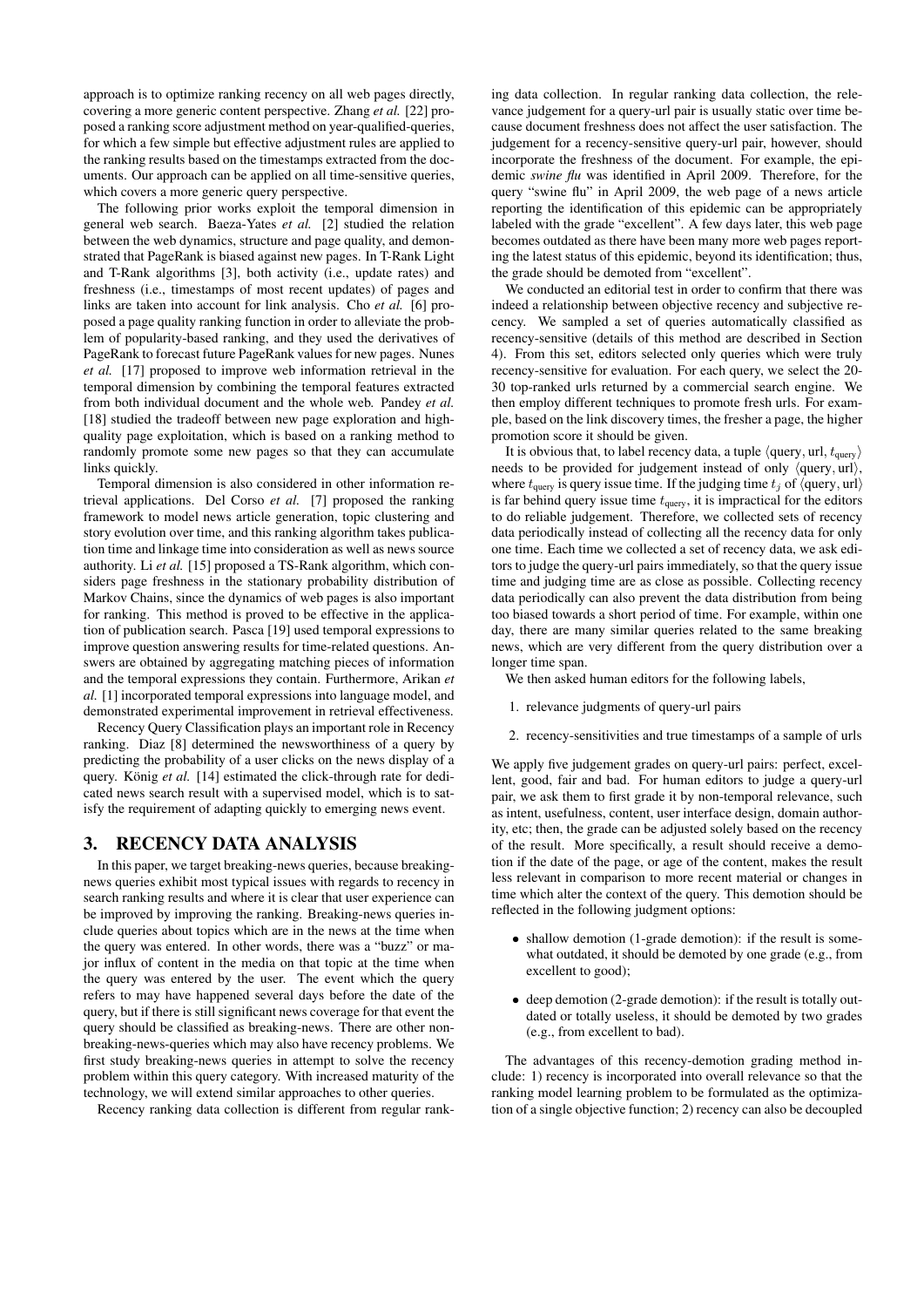approach is to optimize ranking recency on all web pages directly, covering a more generic content perspective. Zhang *et al.* [22] proposed a ranking score adjustment method on year-qualified-queries, for which a few simple but effective adjustment rules are applied to the ranking results based on the timestamps extracted from the documents. Our approach can be applied on all time-sensitive queries, which covers a more generic query perspective.

The following prior works exploit the temporal dimension in general web search. Baeza-Yates *et al.* [2] studied the relation between the web dynamics, structure and page quality, and demonstrated that PageRank is biased against new pages. In T-Rank Light and T-Rank algorithms [3], both activity (i.e., update rates) and freshness (i.e., timestamps of most recent updates) of pages and links are taken into account for link analysis. Cho *et al.* [6] proposed a page quality ranking function in order to alleviate the problem of popularity-based ranking, and they used the derivatives of PageRank to forecast future PageRank values for new pages. Nunes *et al.* [17] proposed to improve web information retrieval in the temporal dimension by combining the temporal features extracted from both individual document and the whole web. Pandey *et al.* [18] studied the tradeoff between new page exploration and high-quality page exploitation, which is based on a ranking method to randomly promote some new pages so that they can accumulate links quickly.

Temporal dimension is also considered in other information retrieval applications. Del Corso *et al.* [7] proposed the ranking framework to model news article generation, topic clustering and story evolution over time, and this ranking algorithm takes publication time and linkage time into consideration as well as news source authority. Li *et al.* [15] proposed a TS-Rank algorithm, which considers page freshness in the stationary probability distribution of Markov Chains, since the dynamics of web pages is also important for ranking. This method is proved to be effective in the application of publication search. Pasca [19] used temporal expressions to improve question answering results for time-related questions. Answers are obtained by aggregating matching pieces of information and the temporal expressions they contain. Furthermore, Arikan *et al.* [1] incorporated temporal expressions into language model, and demonstrated experimental improvement in retrieval effectiveness.

Recency Query Classification plays an important role in Recency ranking. Diaz [8] determined the newsworthiness of a query by predicting the probability of a user clicks on the news display of a query. König *et al.* [14] estimated the click-through rate for dedicated news search result with a supervised model, which is to satisfy the requirement of adapting quickly to emerging news event.

## 3. RECENCY DATA ANALYSIS

In this paper, we target breaking-news queries, because breaking-news queries exhibit most typical issues with regards to recency in search ranking results and where it is clear that user experience can be improved by improving the ranking. Breaking-news queries include queries about topics which are in the news at the time when the query was entered. In other words, there was a "buzz" or major influx of content in the media on that topic at the time when the query was entered by the user. The event which the query refers to may have happened several days before the date of the query, but if there is still significant news coverage for that event the query should be classified as breaking-news. There are other non-breaking-news-queries which may also have recency problems. We first study breaking-news queries in attempt to solve the recency problem within this query category. With increased maturity of the technology, we will extend similar approaches to other queries.

Recency ranking data collection is different from regular ranking data collection. In regular ranking data collection, the relevance judgement for a query-url pair is usually static over time because document freshness does not affect the user satisfaction. The judgement for a recency-sensitive query-url pair, however, should incorporate the freshness of the document. For example, the epidemic *swine flu* was identified in April 2009. Therefore, for the query "swine flu" in April 2009, the web page of a news article reporting the identification of this epidemic can be appropriately labeled with the grade "excellent". A few days later, this web page becomes outdated as there have been many more web pages reporting the latest status of this epidemic, beyond its identification; thus, the grade should be demoted from "excellent".

We conducted an editorial test in order to confirm that there was indeed a relationship between objective recency and subjective recency. We sampled a set of queries automatically classified as recency-sensitive (details of this method are described in Section 4). From this set, editors selected only queries which were truly recency-sensitive for evaluation. For each query, we select the 20-30 top-ranked urls returned by a commercial search engine. We then employ different techniques to promote fresh urls. For example, based on the link discovery times, the fresher a page, the higher promotion score it should be given.

It is obvious that, to label recency data, a tuple $\langle \text{query}, \text{url}, t_{\text{query}} \rangle$ needs to be provided for judgement instead of only $\langle \text{query}, \text{url} \rangle$, where $t_{\text{query}}$ is query issue time. If the judging time $t_j$ of $\langle \text{query}, \text{url} \rangle$ is far behind query issue time $t_{\text{query}}$, it is impractical for the editors to do reliable judgement. Therefore, we collected sets of recency data periodically instead of collecting all the recency data for only one time. Each time we collected a set of recency data, we ask editors to judge the query-url pairs immediately, so that the query issue time and judging time are as close as possible. Collecting recency data periodically can also prevent the data distribution from being too biased towards a short period of time. For example, within one day, there are many similar queries related to the same breaking news, which are very different from the query distribution over a longer time span.

We then asked human editors for the following labels,

1. relevance judgments of query-url pairs
2. recency-sensitivities and true timestamps of a sample of urls

We apply five judgement grades on query-url pairs: perfect, excellent, good, fair and bad. For human editors to judge a query-url pair, we ask them to first grade it by non-temporal relevance, such as intent, usefulness, content, user interface design, domain authority, etc; then, the grade can be adjusted solely based on the recency of the result. More specifically, a result should receive a demotion if the date of the page, or age of the content, makes the result less relevant in comparison to more recent material or changes in time which alter the context of the query. This demotion should be reflected in the following judgment options:

- shallow demotion (1-grade demotion): if the result is somewhat outdated, it should be demoted by one grade (e.g., from excellent to good);
- deep demotion (2-grade demotion): if the result is totally outdated or totally useless, it should be demoted by two grades (e.g., from excellent to bad).

The advantages of this recency-demotion grading method include: 1) recency is incorporated into overall relevance so that the ranking model learning problem to be formulated as the optimization of a single objective function; 2) recency can also be decoupled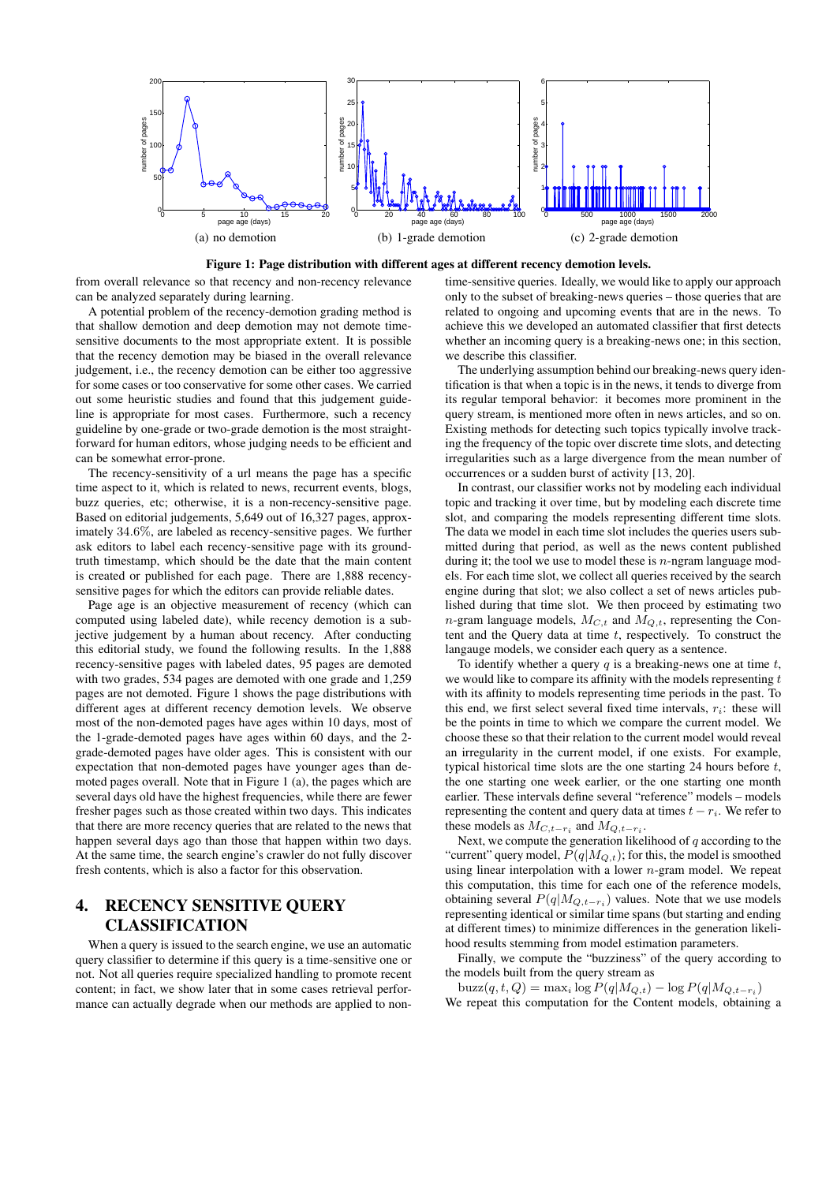(a) no demotion (b) 1-grade demotion (c) 2-grade demotion

**Figure 1: Page distribution with different ages at different recency demotion levels.**

from overall relevance so that recency and non-recency relevance can be analyzed separately during learning.

A potential problem of the recency-demotion grading method is that shallow demotion and deep demotion may not demote time-sensitive documents to the most appropriate extent. It is possible that the recency demotion may be biased in the overall relevance judgement, i.e., the recency demotion can be either too aggressive for some cases or too conservative for some other cases. We carried out some heuristic studies and found that this judgement guideline is appropriate for most cases. Furthermore, such a recency guideline by one-grade or two-grade demotion is the most straightforward for human editors, whose judging needs to be efficient and can be somewhat error-prone.

The recency-sensitivity of a url means the page has a specific time aspect to it, which is related to news, recurrent events, blogs, buzz queries, etc; otherwise, it is a non-recency-sensitive page. Based on editorial judgements, 5,649 out of 16,327 pages, approximately $34.6\%$, are labeled as recency-sensitive pages. We further ask editors to label each recency-sensitive page with its ground-truth timestamp, which should be the date that the main content is created or published for each page. There are 1,888 recency-sensitive pages for which the editors can provide reliable dates.

Page age is an objective measurement of recency (which can computed using labeled date), while recency demotion is a subjective judgement by a human about recency. After conducting this editorial study, we found the following results. In the 1,888 recency-sensitive pages with labeled dates, 95 pages are demoted with two grades, 534 pages are demoted with one grade and 1,259 pages are not demoted. Figure 1 shows the page distributions with different ages at different recency demotion levels. We observe most of the non-demoted pages have ages within 10 days, most of the 1-grade-demoted pages have ages within 60 days, and the 2-grade-demoted pages have older ages. This is consistent with our expectation that non-demoted pages have younger ages than demoted pages overall. Note that in Figure 1 (a), the pages which are several days old have the highest frequencies, while there are fewer fresher pages such as those created within two days. This indicates that there are more recency queries that are related to the news that happen several days ago than those that happen within two days. At the same time, the search engine's crawler do not fully discover fresh contents, which is also a factor for this observation.

## 4. RECENCY SENSITIVE QUERY CLASSIFICATION

When a query is issued to the search engine, we use an automatic query classifier to determine if this query is a time-sensitive one or not. Not all queries require specialized handling to promote recent content; in fact, we show later that in some cases retrieval performance can actually degrade when our methods are applied to non-time-sensitive queries. Ideally, we would like to apply our approach only to the subset of breaking-news queries – those queries that are related to ongoing and upcoming events that are in the news. To achieve this we developed an automated classifier that first detects whether an incoming query is a breaking-news one; in this section, we describe this classifier.

The underlying assumption behind our breaking-news query identification is that when a topic is in the news, it tends to diverge from its regular temporal behavior: it becomes more prominent in the query stream, is mentioned more often in news articles, and so on. Existing methods for detecting such topics typically involve tracking the frequency of the topic over discrete time slots, and detecting irregularities such as a large divergence from the mean number of occurrences or a sudden burst of activity [13, 20].

In contrast, our classifier works not by modeling each individual topic and tracking it over time, but by modeling each discrete time slot, and comparing the models representing different time slots. The data we model in each time slot includes the queries submitted during that period, as well as the news content published during it; the tool we use to model these is $n$-ngram language models. For each time slot, we collect all queries received by the search engine during that slot; we also collect a set of news articles published during that time slot. We then proceed by estimating two $n$-gram language models, $M_{C,t}$ and $M_{Q,t}$, representing the Content and the Query data at time $t$, respectively. To construct the langauge models, we consider each query as a sentence.

To identify whether a query $q$ is a breaking-news one at time $t$, we would like to compare its affinity with the models representing $t$ with its affinity to models representing time periods in the past. To this end, we first select several fixed time intervals, $r_i$: these will be the points in time to which we compare the current model. We choose these so that their relation to the current model would reveal an irregularity in the current model, if one exists. For example, typical historical time slots are the one starting 24 hours before $t$, the one starting one week earlier, or the one starting one month earlier. These intervals define several "reference" models – models representing the content and query data at times $t - r_i$. We refer to these models as $M_{C,t-r_i}$ and $M_{Q,t-r_i}$.

Next, we compute the generation likelihood of $q$ according to the "current" query model, $P(q|M_{Q,t})$; for this, the model is smoothed using linear interpolation with a lower $n$-gram model. We repeat this computation, this time for each one of the reference models, obtaining several $P(q|M_{Q,t-r_i})$ values. Note that we use models representing identical or similar time spans (but starting and ending at different times) to minimize differences in the generation likelihood results stemming from model estimation parameters.

Finally, we compute the "buzziness" of the query according to the models built from the query stream as

$$\text{buzz}(q, t, Q) = \max_i \log P(q|M_{Q,t}) - \log P(q|M_{Q,t-r_i})$$

We repeat this computation for the Content models, obtaining a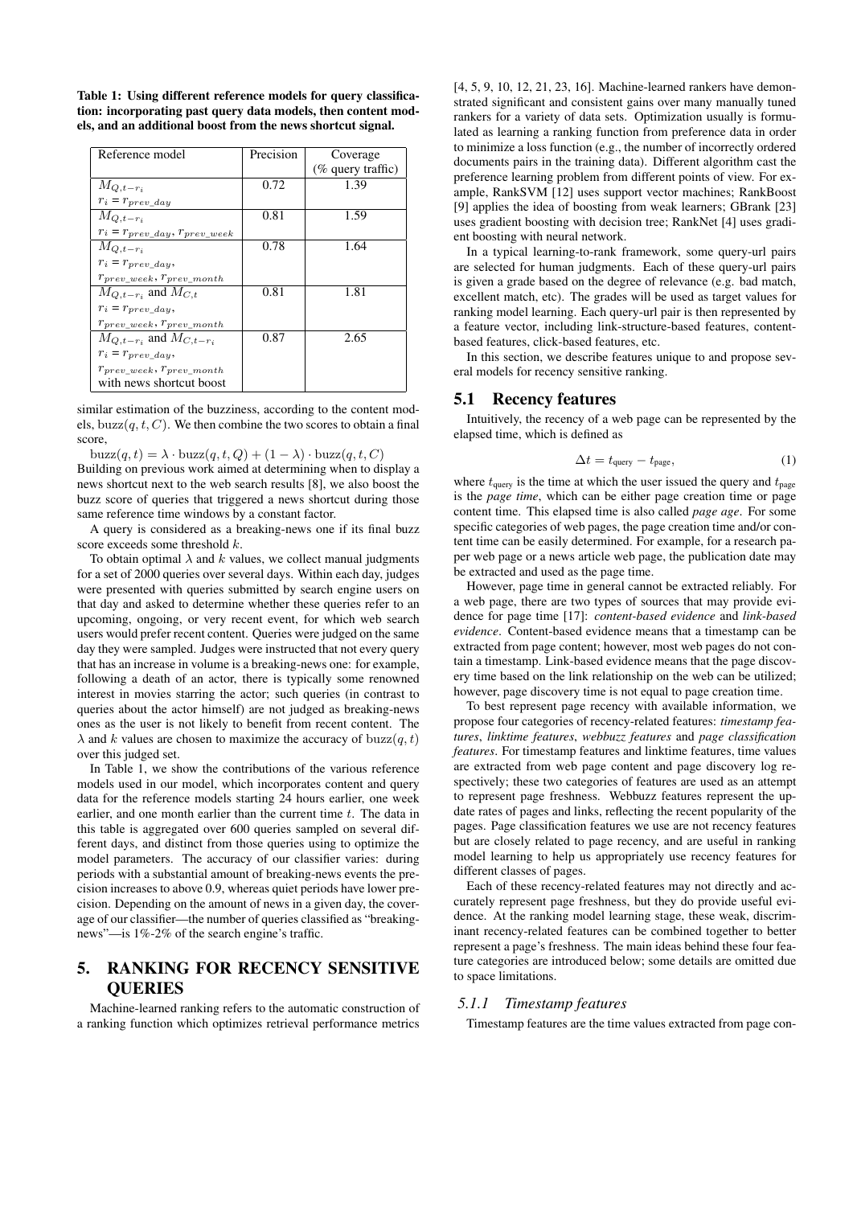**Table 1: Using different reference models for query classification: incorporating past query data models, then content models, and an additional boost from the news shortcut signal.**

| Reference model | Precision | Coverage (% query traffic) |
|---|---|---|
| $M_{Q,t-r_i}$ <br> $r_i = r_{prev\_day}$ | 0.72 | 1.39 |
| $M_{Q,t-r_i}$ <br> $r_i = r_{prev\_day}, r_{prev\_week}$ | 0.81 | 1.59 |
| $M_{Q,t-r_i}$ <br> $r_i = r_{prev\_day}$, <br> $r_{prev\_week}, r_{prev\_month}$ | 0.78 | 1.64 |
| $M_{Q,t-r_i}$ and $M_{C,t}$ <br> $r_i = r_{prev\_day}$, <br> $r_{prev\_week}, r_{prev\_month}$ | 0.81 | 1.81 |
| $M_{Q,t-r_i}$ and $M_{C,t-r_i}$ <br> $r_i = r_{prev\_day}$, <br> $r_{prev\_week}, r_{prev\_month}$ <br> with news shortcut boost | 0.87 | 2.65 |

similar estimation of the buzziness, according to the content models, $\text{buzz}(q, t, C)$. We then combine the two scores to obtain a final score,

$$\text{buzz}(q, t) = \lambda \cdot \text{buzz}(q, t, Q) + (1 - \lambda) \cdot \text{buzz}(q, t, C)$$

Building on previous work aimed at determining when to display a news shortcut next to the web search results [8], we also boost the buzz score of queries that triggered a news shortcut during those same reference time windows by a constant factor.

A query is considered as a breaking-news one if its final buzz score exceeds some threshold $k$.

To obtain optimal $\lambda$ and $k$ values, we collect manual judgments for a set of 2000 queries over several days. Within each day, judges were presented with queries submitted by search engine users on that day and asked to determine whether these queries refer to an upcoming, ongoing, or very recent event, for which web search users would prefer recent content. Queries were judged on the same day they were sampled. Judges were instructed that not every query that has an increase in volume is a breaking-news one: for example, following a death of an actor, there is typically some renowned interest in movies starring the actor; such queries (in contrast to queries about the actor himself) are not judged as breaking-news ones as the user is not likely to benefit from recent content. The $\lambda$ and $k$ values are chosen to maximize the accuracy of $\text{buzz}(q, t)$ over this judged set.

In Table 1, we show the contributions of the various reference models used in our model, which incorporates content and query data for the reference models starting 24 hours earlier, one week earlier, and one month earlier than the current time $t$. The data in this table is aggregated over 600 queries sampled on several different days, and distinct from those queries using to optimize the model parameters. The accuracy of our classifier varies: during periods with a substantial amount of breaking-news events the precision increases to above 0.9, whereas quiet periods have lower precision. Depending on the amount of news in a given day, the coverage of our classifier—the number of queries classified as "breaking-news"—is 1%-2% of the search engine's traffic.

# 5. RANKING FOR RECENCY SENSITIVE QUERIES

Machine-learned ranking refers to the automatic construction of a ranking function which optimizes retrieval performance metrics [4, 5, 9, 10, 12, 21, 23, 16]. Machine-learned rankers have demonstrated significant and consistent gains over many manually tuned rankers for a variety of data sets. Optimization usually is formulated as learning a ranking function from preference data in order to minimize a loss function (e.g., the number of incorrectly ordered documents pairs in the training data). Different algorithm cast the preference learning problem from different points of view. For example, RankSVM [12] uses support vector machines; RankBoost [9] applies the idea of boosting from weak learners; GBrank [23] uses gradient boosting with decision tree; RankNet [4] uses gradient boosting with neural network.

In a typical learning-to-rank framework, some query-url pairs are selected for human judgments. Each of these query-url pairs is given a grade based on the degree of relevance (e.g. bad match, excellent match, etc). The grades will be used as target values for ranking model learning. Each query-url pair is then represented by a feature vector, including link-structure-based features, content-based features, click-based features, etc.

In this section, we describe features unique to and propose several models for recency sensitive ranking.

## 5.1 Recency features

Intuitively, the recency of a web page can be represented by the elapsed time, which is defined as

$$\Delta t = t_{\text{query}} - t_{\text{page}}, \tag{1}$$

where $t_{\text{query}}$ is the time at which the user issued the query and $t_{\text{page}}$ is the *page time*, which can be either page creation time or page content time. This elapsed time is also called *page age*. For some specific categories of web pages, the page creation time and/or content time can be easily determined. For example, for a research paper web page or a news article web page, the publication date may be extracted and used as the page time.

However, page time in general cannot be extracted reliably. For a web page, there are two types of sources that may provide evidence for page time [17]: *content-based evidence* and *link-based evidence*. Content-based evidence means that a timestamp can be extracted from page content; however, most web pages do not contain a timestamp. Link-based evidence means that the page discovery time based on the link relationship on the web can be utilized; however, page discovery time is not equal to page creation time.

To best represent page recency with available information, we propose four categories of recency-related features: *timestamp features*, *linktime features*, *webbuzz features* and *page classification features*. For timestamp features and linktime features, time values are extracted from web page content and page discovery log respectively; these two categories of features are used as an attempt to represent page freshness. Webbuzz features represent the update rates of pages and links, reflecting the recent popularity of the pages. Page classification features we use are not recency features but are closely related to page recency, and are useful in ranking model learning to help us appropriately use recency features for different classes of pages.

Each of these recency-related features may not directly and accurately represent page freshness, but they do provide useful evidence. At the ranking model learning stage, these weak, discriminant recency-related features can be combined together to better represent a page's freshness. The main ideas behind these four feature categories are introduced below; some details are omitted due to space limitations.

### 5.1.1 Timestamp features

Timestamp features are the time values extracted from page con-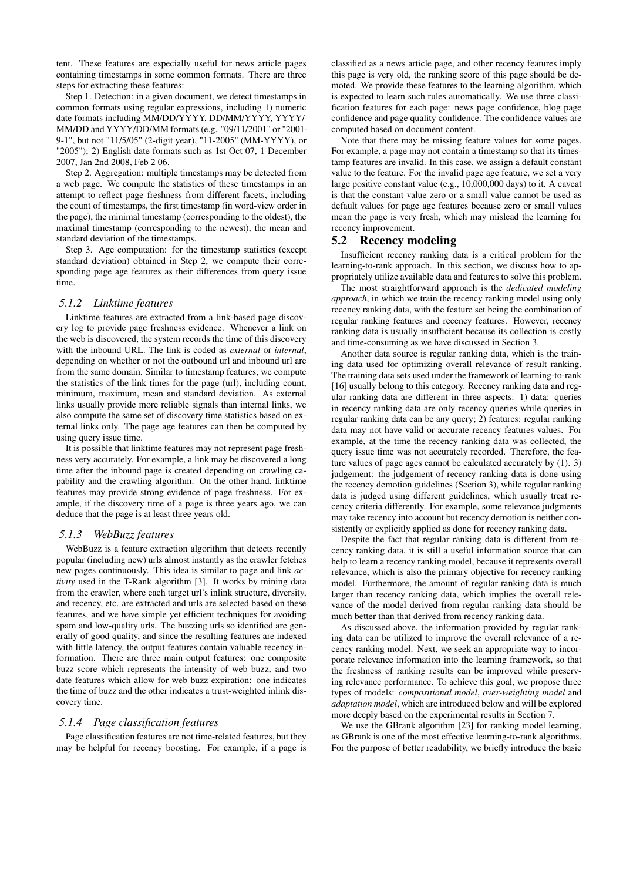tent. These features are especially useful for news article pages containing timestamps in some common formats. There are three steps for extracting these features:

Step 1. Detection: in a given document, we detect timestamps in common formats using regular expressions, including 1) numeric date formats including MM/DD/YYYY, DD/MM/YYYY, YYYY/MM/DD and YYYY/DD/MM formats (e.g. "09/11/2001" or "2001-9-1", but not "11/5/05" (2-digit year), "11-2005" (MM-YYYY), or "2005"); 2) English date formats such as 1st Oct 07, 1 December 2007, Jan 2nd 2008, Feb 2 06.

Step 2. Aggregation: multiple timestamps may be detected from a web page. We compute the statistics of these timestamps in an attempt to reflect page freshness from different facets, including the count of timestamps, the first timestamp (in word-view order in the page), the minimal timestamp (corresponding to the oldest), the maximal timestamp (corresponding to the newest), the mean and standard deviation of the timestamps.

Step 3. Age computation: for the timestamp statistics (except standard deviation) obtained in Step 2, we compute their corresponding page age features as their differences from query issue time.

### 5.1.2 Linktime features

Linktime features are extracted from a link-based page discovery log to provide page freshness evidence. Whenever a link on the web is discovered, the system records the time of this discovery with the inbound URL. The link is coded as *external* or *internal*, depending on whether or not the outbound url and inbound url are from the same domain. Similar to timestamp features, we compute the statistics of the link times for the page (url), including count, minimum, maximum, mean and standard deviation. As external links usually provide more reliable signals than internal links, we also compute the same set of discovery time statistics based on external links only. The page age features can then be computed by using query issue time.

It is possible that linktime features may not represent page freshness very accurately. For example, a link may be discovered a long time after the inbound page is created depending on crawling capability and the crawling algorithm. On the other hand, linktime features may provide strong evidence of page freshness. For example, if the discovery time of a page is three years ago, we can deduce that the page is at least three years old.

### 5.1.3 WebBuzz features

WebBuzz is a feature extraction algorithm that detects recently popular (including new) urls almost instantly as the crawler fetches new pages continuously. This idea is similar to page and link *activity* used in the T-Rank algorithm [3]. It works by mining data from the crawler, where each target url's inlink structure, diversity, and recency, etc. are extracted and urls are selected based on these features, and we have simple yet efficient techniques for avoiding spam and low-quality urls. The buzzing urls so identified are generally of good quality, and since the resulting features are indexed with little latency, the output features contain valuable recency information. There are three main output features: one composite buzz score which represents the intensity of web buzz, and two date features which allow for web buzz expiration: one indicates the time of buzz and the other indicates a trust-weighted inlink discovery time.

### 5.1.4 Page classification features

Page classification features are not time-related features, but they may be helpful for recency boosting. For example, if a page is classified as a news article page, and other recency features imply this page is very old, the ranking score of this page should be demoted. We provide these features to the learning algorithm, which is expected to learn such rules automatically. We use three classification features for each page: news page confidence, blog page confidence and page quality confidence. The confidence values are computed based on document content.

Note that there may be missing feature values for some pages. For example, a page may not contain a timestamp so that its timestamp features are invalid. In this case, we assign a default constant value to the feature. For the invalid page age feature, we set a very large positive constant value (e.g., 10,000,000 days) to it. A caveat is that the constant value zero or a small value cannot be used as default values for page age features because zero or small values mean the page is very fresh, which may mislead the learning for recency improvement.

## 5.2 Recency modeling

Insufficient recency ranking data is a critical problem for the learning-to-rank approach. In this section, we discuss how to appropriately utilize available data and features to solve this problem.

The most straightforward approach is the *dedicated modeling approach*, in which we train the recency ranking model using only recency ranking data, with the feature set being the combination of regular ranking features and recency features. However, recency ranking data is usually insufficient because its collection is costly and time-consuming as we have discussed in Section 3.

Another data source is regular ranking data, which is the training data used for optimizing overall relevance of result ranking. The training data sets used under the framework of learning-to-rank [16] usually belong to this category. Recency ranking data and regular ranking data are different in three aspects: 1) data: queries in recency ranking data are only recency queries while queries in regular ranking data can be any query; 2) features: regular ranking data may not have valid or accurate recency features values. For example, at the time the recency ranking data was collected, the query issue time was not accurately recorded. Therefore, the feature values of page ages cannot be calculated accurately by (1). 3) judgement: the judgement of recency ranking data is done using the recency demotion guidelines (Section 3), while regular ranking data is judged using different guidelines, which usually treat recency criteria differently. For example, some relevance judgments may take recency into account but recency demotion is neither consistently or explicitly applied as done for recency ranking data.

Despite the fact that regular ranking data is different from recency ranking data, it is still a useful information source that can help to learn a recency ranking model, because it represents overall relevance, which is also the primary objective for recency ranking model. Furthermore, the amount of regular ranking data is much larger than recency ranking data, which implies the overall relevance of the model derived from regular ranking data should be much better than that derived from recency ranking data.

As discussed above, the information provided by regular ranking data can be utilized to improve the overall relevance of a recency ranking model. Next, we seek an appropriate way to incorporate relevance information into the learning framework, so that the freshness of ranking results can be improved while preserving relevance performance. To achieve this goal, we propose three types of models: *compositional model*, *over-weighting model* and *adaptation model*, which are introduced below and will be explored more deeply based on the experimental results in Section 7.

We use the GBrank algorithm [23] for ranking model learning, as GBrank is one of the most effective learning-to-rank algorithms. For the purpose of better readability, we briefly introduce the basic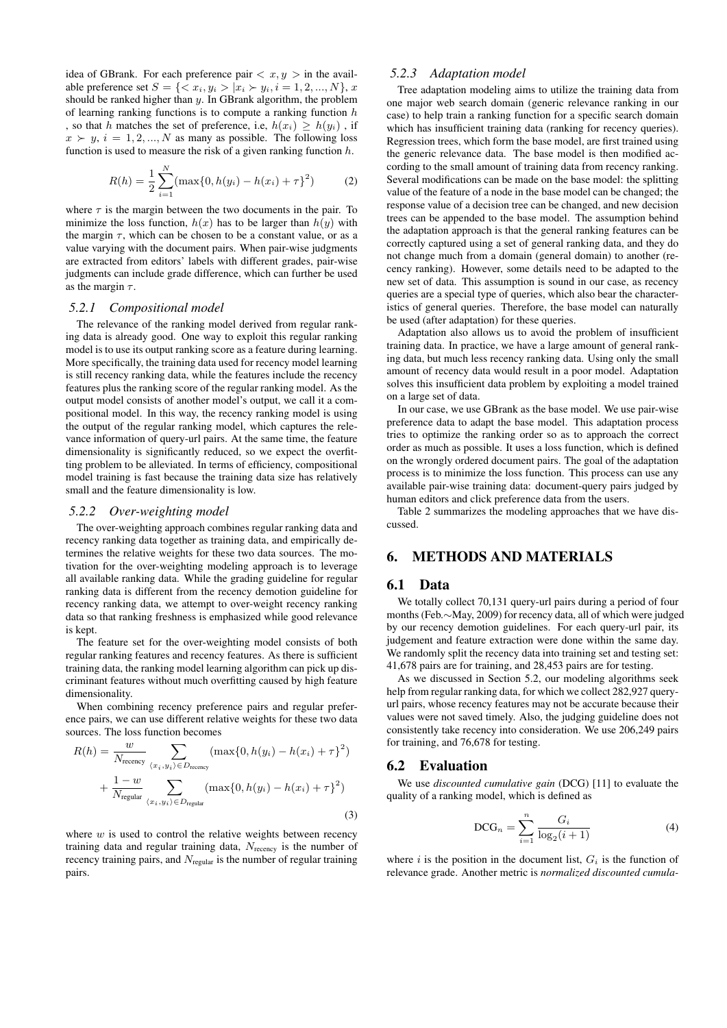idea of GBrank. For each preference pair $< x, y >$ in the available preference set $S = \{< x_i, y_i > | x_i \succ y_i, i = 1, 2, ..., N\}$, $x$ should be ranked higher than $y$. In GBrank algorithm, the problem of learning ranking functions is to compute a ranking function $h$ , so that $h$ matches the set of preference, i.e, $h(x_i) \geq h(y_i)$ , if $x \succ y$, $i = 1, 2, ..., N$ as many as possible. The following loss function is used to measure the risk of a given ranking function $h$.

$$R(h) = \frac{1}{2} \sum_{i=1}^{N} (\max\{0, h(y_i) - h(x_i) + \tau\}^2) \qquad (2)$$

where $\tau$ is the margin between the two documents in the pair. To minimize the loss function, $h(x)$ has to be larger than $h(y)$ with the margin $\tau$, which can be chosen to be a constant value, or as a value varying with the document pairs. When pair-wise judgments are extracted from editors' labels with different grades, pair-wise judgments can include grade difference, which can further be used as the margin $\tau$.

### 5.2.1 Compositional model

The relevance of the ranking model derived from regular ranking data is already good. One way to exploit this regular ranking model is to use its output ranking score as a feature during learning. More specifically, the training data used for recency model learning is still recency ranking data, while the features include the recency features plus the ranking score of the regular ranking model. As the output model consists of another model's output, we call it a compositional model. In this way, the recency ranking model is using the output of the regular ranking model, which captures the relevance information of query-url pairs. At the same time, the feature dimensionality is significantly reduced, so we expect the overfitting problem to be alleviated. In terms of efficiency, compositional model training is fast because the training data size has relatively small and the feature dimensionality is low.

### 5.2.2 Over-weighting model

The over-weighting approach combines regular ranking data and recency ranking data together as training data, and empirically determines the relative weights for these two data sources. The motivation for the over-weighting modeling approach is to leverage all available ranking data. While the grading guideline for regular ranking data is different from the recency demotion guideline for recency ranking data, we attempt to over-weight recency ranking data so that ranking freshness is emphasized while good relevance is kept.

The feature set for the over-weighting model consists of both regular ranking features and recency features. As there is sufficient training data, the ranking model learning algorithm can pick up discriminant features without much overfitting caused by high feature dimensionality.

When combining recency preference pairs and regular preference pairs, we can use different relative weights for these two data sources. The loss function becomes

$$\begin{aligned} R(h) = & \frac{w}{N_{\text{recency}}} \sum_{\langle x_i, y_i \rangle \in D_{\text{recency}}} (\max\{0, h(y_i) - h(x_i) + \tau\}^2) \\ & + \frac{1-w}{N_{\text{regular}}} \sum_{\langle x_i, y_i \rangle \in D_{\text{regular}}} (\max\{0, h(y_i) - h(x_i) + \tau\}^2) \end{aligned} \qquad (3)$$

where $w$ is used to control the relative weights between recency training data and regular training data, $N_{\text{recency}}$ is the number of recency training pairs, and $N_{\text{regular}}$ is the number of regular training pairs.

### 5.2.3 Adaptation model

Tree adaptation modeling aims to utilize the training data from one major web search domain (generic relevance ranking in our case) to help train a ranking function for a specific search domain which has insufficient training data (ranking for recency queries). Regression trees, which form the base model, are first trained using the generic relevance data. The base model is then modified according to the small amount of training data from recency ranking. Several modifications can be made on the base model: the splitting value of the feature of a node in the base model can be changed; the response value of a decision tree can be changed, and new decision trees can be appended to the base model. The assumption behind the adaptation approach is that the general ranking features can be correctly captured using a set of general ranking data, and they do not change much from a domain (general domain) to another (recency ranking). However, some details need to be adapted to the new set of data. This assumption is sound in our case, as recency queries are a special type of queries, which also bear the characteristics of general queries. Therefore, the base model can naturally be used (after adaptation) for these queries.

Adaptation also allows us to avoid the problem of insufficient training data. In practice, we have a large amount of general ranking data, but much less recency ranking data. Using only the small amount of recency data would result in a poor model. Adaptation solves this insufficient data problem by exploiting a model trained on a large set of data.

In our case, we use GBrank as the base model. We use pair-wise preference data to adapt the base model. This adaptation process tries to optimize the ranking order so as to approach the correct order as much as possible. It uses a loss function, which is defined on the wrongly ordered document pairs. The goal of the adaptation process is to minimize the loss function. This process can use any available pair-wise training data: document-query pairs judged by human editors and click preference data from the users.

Table 2 summarizes the modeling approaches that we have discussed.

## 6. METHODS AND MATERIALS

## 6.1 Data

We totally collect 70,131 query-url pairs during a period of four months (Feb.∼May, 2009) for recency data, all of which were judged by our recency demotion guidelines. For each query-url pair, its judgement and feature extraction were done within the same day. We randomly split the recency data into training set and testing set: 41,678 pairs are for training, and 28,453 pairs are for testing.

As we discussed in Section 5.2, our modeling algorithms seek help from regular ranking data, for which we collect 282,927 query-url pairs, whose recency features may not be accurate because their values were not saved timely. Also, the judging guideline does not consistently take recency into consideration. We use 206,249 pairs for training, and 76,678 for testing.

## 6.2 Evaluation

We use *discounted cumulative gain* (DCG) [11] to evaluate the quality of a ranking model, which is defined as

$$\text{DCG}_n = \sum_{i=1}^{n} \frac{G_i}{\log_2(i+1)} \qquad (4)$$

where $i$ is the position in the document list, $G_i$ is the function of relevance grade. Another metric is *normalized discounted cumula-*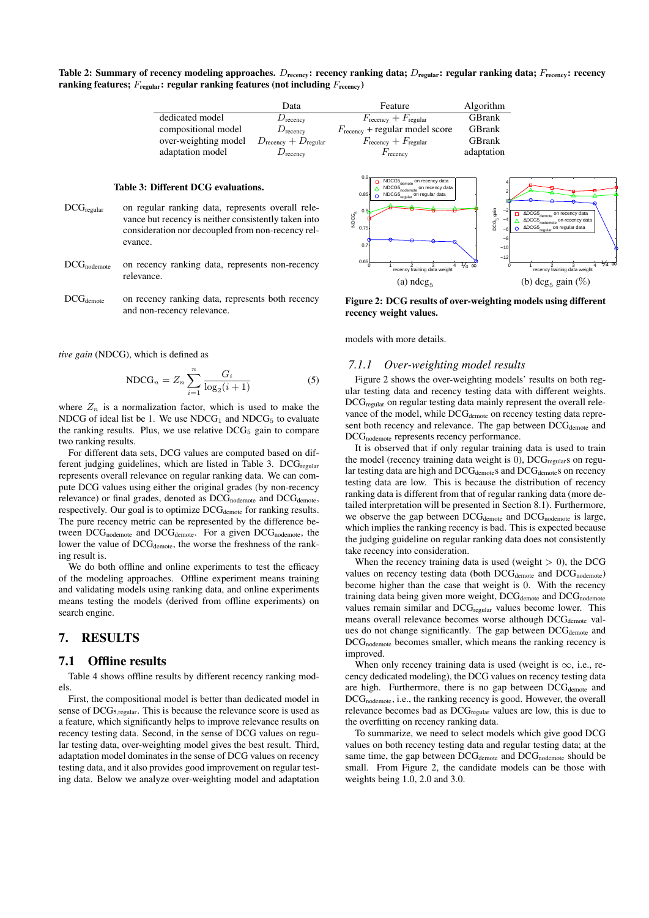**Table 2: Summary of recency modeling approaches. $D_{\text{recency}}$: recency ranking data; $D_{\text{regular}}$: regular ranking data; $F_{\text{recency}}$: recency ranking features; $F_{\text{regular}}$: regular ranking features (not including $F_{\text{recency}}$)**

| | Data | Feature | Algorithm |
|---|---|---|---|
| dedicated model | $D_{\text{recency}}$ | $F_{\text{recency}} + F_{\text{regular}}$ | GBrank |
| compositional model | $D_{\text{recency}}$ | $F_{\text{recency}}$ + regular model score | GBrank |
| over-weighting model | $D_{\text{recency}} + D_{\text{regular}}$ | $F_{\text{recency}} + F_{\text{regular}}$ | GBrank |
| adaptation model | $D_{\text{recency}}$ | $F_{\text{recency}}$ | adaptation |

**Table 3: Different DCG evaluations.**

| | |
|---|---|
| $\text{DCG}_{\text{regular}}$ | on regular ranking data, represents overall relevance but recency is neither consistently taken into consideration nor decoupled from non-recency relevance. |
| $\text{DCG}_{\text{nodemote}}$ | on recency ranking data, represents non-recency relevance. |
| $\text{DCG}_{\text{demote}}$ | on recency ranking data, represents both recency and non-recency relevance. |

(a) ndcg$_5$ (b) dcg$_5$ gain (%)

**Figure 2: DCG results of over-weighting models using different recency weight values.**

*tive gain* (NDCG), which is defined as

$$\text{NDCG}_n = Z_n \sum_{i=1}^{n} \frac{G_i}{\log_2(i+1)} \tag{5}$$

where $Z_n$ is a normalization factor, which is used to make the NDCG of ideal list be 1. We use $\text{NDCG}_1$ and $\text{NDCG}_5$ to evaluate the ranking results. Plus, we use relative $\text{DCG}_5$ gain to compare two ranking results.

For different data sets, DCG values are computed based on different judging guidelines, which are listed in Table 3. $\text{DCG}_{\text{regular}}$ represents overall relevance on regular ranking data. We can compute DCG values using either the original grades (by non-recency relevance) or final grades, denoted as $\text{DCG}_{\text{nodemote}}$ and $\text{DCG}_{\text{demote}}$, respectively. Our goal is to optimize $\text{DCG}_{\text{demote}}$ for ranking results. The pure recency metric can be represented by the difference between $\text{DCG}_{\text{nodemote}}$ and $\text{DCG}_{\text{demote}}$. For a given $\text{DCG}_{\text{nodemote}}$, the lower the value of $\text{DCG}_{\text{demote}}$, the worse the freshness of the ranking result is.

We do both offline and online experiments to test the efficacy of the modeling approaches. Offline experiment means training and validating models using ranking data, and online experiments means testing the models (derived from offline experiments) on search engine.

# 7. RESULTS

## 7.1 Offline results

Table 4 shows offline results by different recency ranking models.

First, the compositional model is better than dedicated model in sense of $\text{DCG}_{5,\text{regular}}$. This is because the relevance score is used as a feature, which significantly helps to improve relevance results on recency testing data. Second, in the sense of DCG values on regular testing data, over-weighting model gives the best result. Third, adaptation model dominates in the sense of DCG values on recency testing data, and it also provides good improvement on regular testing data. Below we analyze over-weighting model and adaptation models with more details.

### 7.1.1 Over-weighting model results

Figure 2 shows the over-weighting models' results on both regular testing data and recency testing data with different weights. $\text{DCG}_{\text{regular}}$ on regular testing data mainly represent the overall relevance of the model, while $\text{DCG}_{\text{demote}}$ on recency testing data represent both recency and relevance. The gap between $\text{DCG}_{\text{demote}}$ and $\text{DCG}_{\text{nodemote}}$ represents recency performance.

It is observed that if only regular training data is used to train the model (recency training data weight is 0), $\text{DCG}_{\text{regular}}$s on regular testing data are high and $\text{DCG}_{\text{demote}}$s and $\text{DCG}_{\text{demote}}$s on recency testing data are low. This is because the distribution of recency ranking data is different from that of regular ranking data (more detailed interpretation will be presented in Section 8.1). Furthermore, we observe the gap between $\text{DCG}_{\text{demote}}$ and $\text{DCG}_{\text{nodemote}}$ is large, which implies the ranking recency is bad. This is expected because the judging guideline on regular ranking data does not consistently take recency into consideration.

When the recency training data is used (weight $> 0$), the DCG values on recency testing data (both $\text{DCG}_{\text{demote}}$ and $\text{DCG}_{\text{nodemote}}$) become higher than the case that weight is 0. With the recency training data being given more weight, $\text{DCG}_{\text{demote}}$ and $\text{DCG}_{\text{nodemote}}$ values remain similar and $\text{DCG}_{\text{regular}}$ values become lower. This means overall relevance becomes worse although $\text{DCG}_{\text{demote}}$ values do not change significantly. The gap between $\text{DCG}_{\text{demote}}$ and $\text{DCG}_{\text{nodemote}}$ becomes smaller, which means the ranking recency is improved.

When only recency training data is used (weight is $\infty$, i.e., recency dedicated modeling), the DCG values on recency testing data are high. Furthermore, there is no gap between $\text{DCG}_{\text{demote}}$ and $\text{DCG}_{\text{nodemote}}$, i.e., the ranking recency is good. However, the overall relevance becomes bad as $\text{DCG}_{\text{regular}}$ values are low, this is due to the overfitting on recency ranking data.

To summarize, we need to select models which give good DCG values on both recency testing data and regular testing data; at the same time, the gap between $\text{DCG}_{\text{demote}}$ and $\text{DCG}_{\text{nodemote}}$ should be small. From Figure 2, the candidate models can be those with weights being 1.0, 2.0 and 3.0.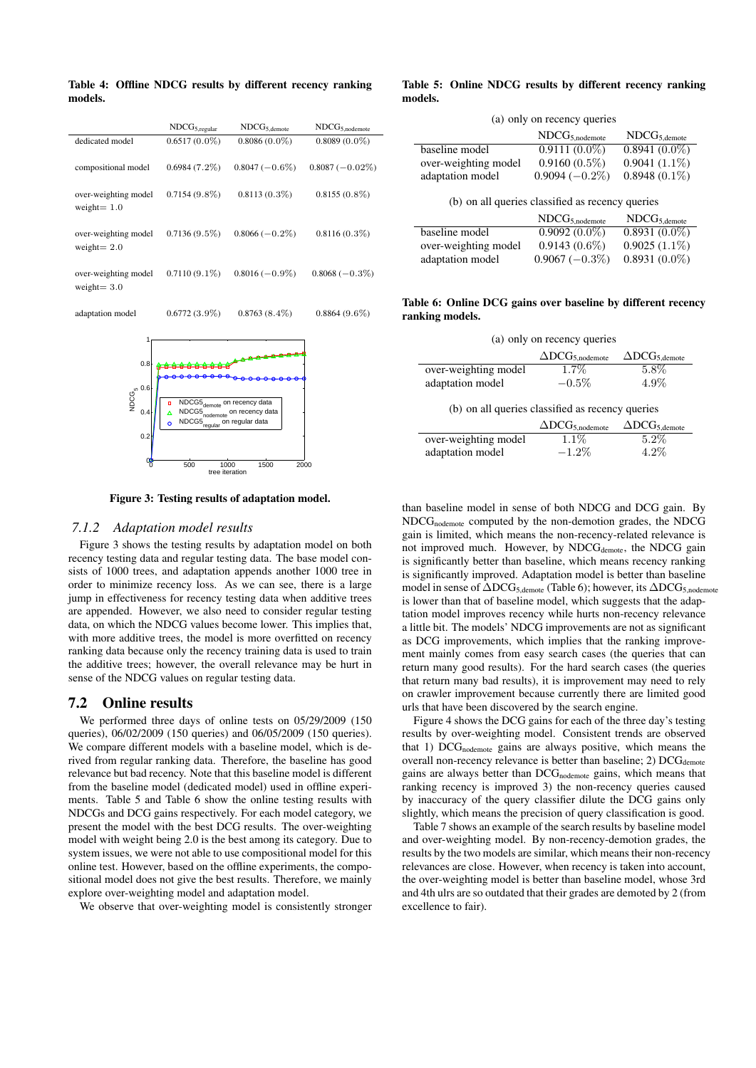**Table 4: Offline NDCG results by different recency ranking models.**

| | $NDCG_{5,regular}$ | $NDCG_{5,demote}$ | $NDCG_{5,nodemote}$ |
|---|---|---|---|
| dedicated model | 0.6517 (0.0%) | 0.8086 (0.0%) | 0.8089 (0.0%) |
| compositional model | 0.6984 (7.2%) | 0.8047 (−0.6%) | 0.8087 (−0.02%) |
| over-weighting model weight= 1.0 | 0.7154 (9.8%) | 0.8113 (0.3%) | 0.8155 (0.8%) |
| over-weighting model weight= 2.0 | 0.7136 (9.5%) | 0.8066 (−0.2%) | 0.8116 (0.3%) |
| over-weighting model weight= 3.0 | 0.7110 (9.1%) | 0.8016 (−0.9%) | 0.8068 (−0.3%) |
| adaptation model | 0.6772 (3.9%) | 0.8763 (8.4%) | 0.8864 (9.6%) |

Figure 3: Testing results of adaptation model.

### 7.1.2 Adaptation model results

Figure 3 shows the testing results by adaptation model on both recency testing data and regular testing data. The base model consists of 1000 trees, and adaptation appends another 1000 tree in order to minimize recency loss. As we can see, there is a large jump in effectiveness for recency testing data when additive trees are appended. However, we also need to consider regular testing data, on which the NDCG values become lower. This implies that, with more additive trees, the model is more overfitted on recency ranking data because only the recency training data is used to train the additive trees; however, the overall relevance may be hurt in sense of the NDCG values on regular testing data.

## 7.2 Online results

We performed three days of online tests on 05/29/2009 (150 queries), 06/02/2009 (150 queries) and 06/05/2009 (150 queries). We compare different models with a baseline model, which is derived from regular ranking data. Therefore, the baseline has good relevance but bad recency. Note that this baseline model is different from the baseline model (dedicated model) used in offline experiments. Table 5 and Table 6 show the online testing results with NDCGs and DCG gains respectively. For each model category, we present the model with the best DCG results. The over-weighting model with weight being 2.0 is the best among its category. Due to system issues, we were not able to use compositional model for this online test. However, based on the offline experiments, the compositional model does not give the best results. Therefore, we mainly explore over-weighting model and adaptation model.

We observe that over-weighting model is consistently stronger than baseline model in sense of both NDCG and DCG gain. By $NDCG_{nodemote}$ computed by the non-demotion grades, the NDCG gain is limited, which means the non-recency-related relevance is not improved much. However, by $NDCG_{demote}$, the NDCG gain is significantly better than baseline, which means recency ranking is significantly improved. Adaptation model is better than baseline model in sense of $\Delta DCG_{5,demote}$ (Table 6); however, its $\Delta DCG_{5,nodemote}$ is lower than that of baseline model, which suggests that the adaptation model improves recency while hurts non-recency relevance a little bit. The models' NDCG improvements are not as significant as DCG improvements, which implies that the ranking improvement mainly comes from easy search cases (the queries that can return many good results). For the hard search cases (the queries that return many bad results), it is improvement may need to rely on crawler improvement because currently there are limited good urls that have been discovered by the search engine.

**Table 5: Online NDCG results by different recency ranking models.**

(a) only on recency queries

| | $NDCG_{5,nodemote}$ | $NDCG_{5,demote}$ |
|---|---|---|
| baseline model | 0.9111 (0.0%) | 0.8941 (0.0%) |
| over-weighting model | 0.9160 (0.5%) | 0.9041 (1.1%) |
| adaptation model | 0.9094 (−0.2%) | 0.8948 (0.1%) |

(b) on all queries classified as recency queries

| | $NDCG_{5,nodemote}$ | $NDCG_{5,demote}$ |
|---|---|---|
| baseline model | 0.9092 (0.0%) | 0.8931 (0.0%) |
| over-weighting model | 0.9143 (0.6%) | 0.9025 (1.1%) |
| adaptation model | 0.9067 (−0.3%) | 0.8931 (0.0%) |

**Table 6: Online DCG gains over baseline by different recency ranking models.**

(a) only on recency queries

| | $\Delta DCG_{5,nodemote}$ | $\Delta DCG_{5,demote}$ |
|---|---|---|
| over-weighting model | 1.7% | 5.8% |
| adaptation model | −0.5% | 4.9% |

(b) on all queries classified as recency queries

| | $\Delta DCG_{5,nodemote}$ | $\Delta DCG_{5,demote}$ |
|---|---|---|
| over-weighting model | 1.1% | 5.2% |
| adaptation model | −1.2% | 4.2% |

Figure 4 shows the DCG gains for each of the three day's testing results by over-weighting model. Consistent trends are observed that 1) $DCG_{nodemote}$ gains are always positive, which means the overall non-recency relevance is better than baseline; 2) $DCG_{demote}$ gains are always better than $DCG_{nodemote}$ gains, which means that ranking recency is improved 3) the non-recency queries caused by inaccuracy of the query classifier dilute the DCG gains only slightly, which means the precision of query classification is good.

Table 7 shows an example of the search results by baseline model and over-weighting model. By non-recency-demotion grades, the results by the two models are similar, which means their non-recency relevances are close. However, when recency is taken into account, the over-weighting model is better than baseline model, whose 3rd and 4th ulrs are so outdated that their grades are demoted by 2 (from excellence to fair).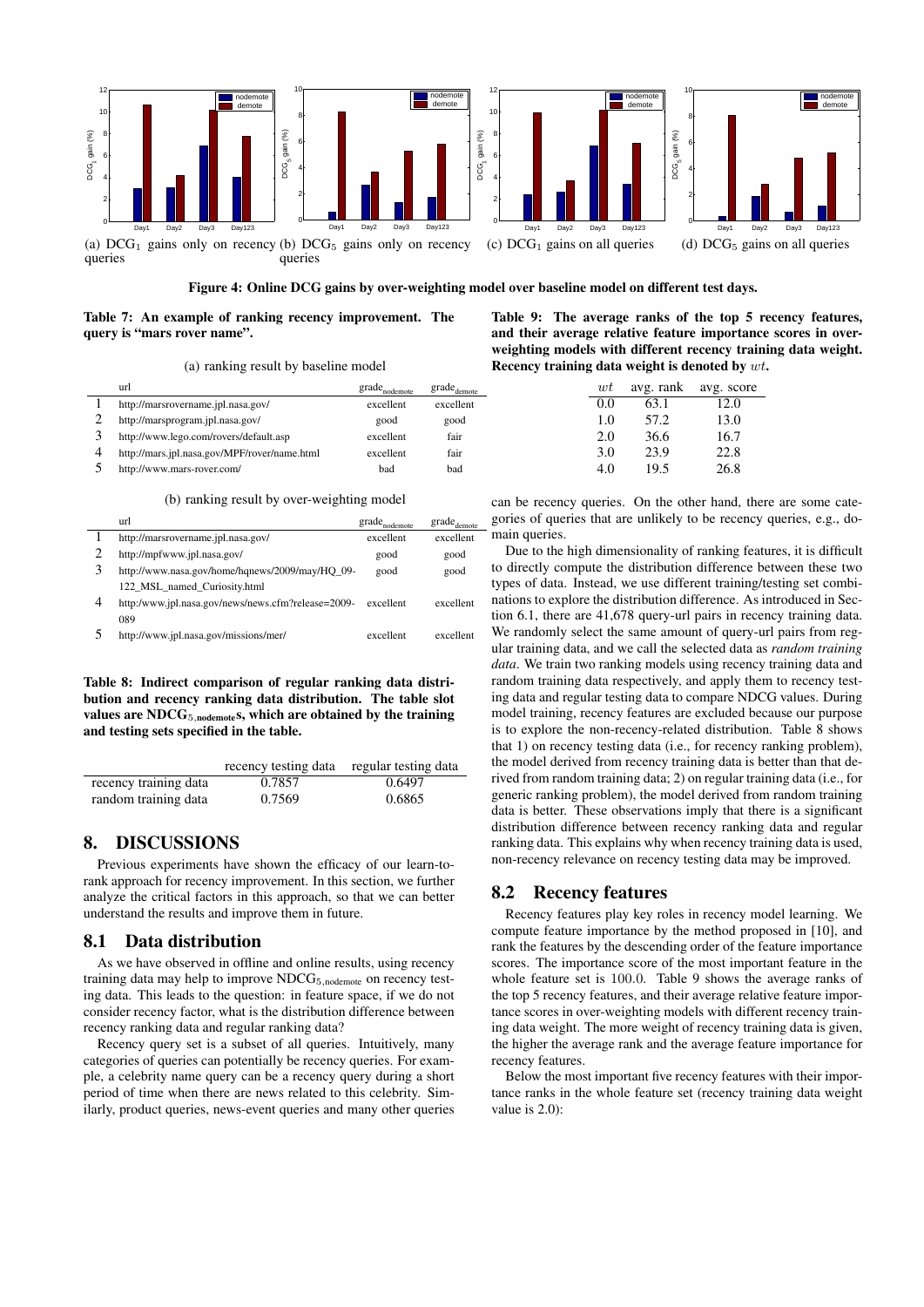(a) $DCG_1$ gains only on recency queries

(b) $DCG_5$ gains only on recency queries

(c) $DCG_1$ gains on all queries

(d) $DCG_5$ gains on all queries

**Figure 4: Online DCG gains by over-weighting model over baseline model on different test days.**

**Table 7: An example of ranking recency improvement. The query is "mars rover name".**

(a) ranking result by baseline model

| | url | $grade_{nodemote}$ | $grade_{demote}$ |
|---|---|---|---|
| 1 | http://marsrovername.jpl.nasa.gov/ | excellent | excellent |
| 2 | http://marsprogram.jpl.nasa.gov/ | good | good |
| 3 | http://www.lego.com/rovers/default.asp | excellent | fair |
| 4 | http://mars.jpl.nasa.gov/MPF/rover/name.html | excellent | fair |
| 5 | http://www.mars-rover.com/ | bad | bad |

(b) ranking result by over-weighting model

| | url | $grade_{nodemote}$ | $grade_{demote}$ |
|---|---|---|---|
| 1 | http://marsrovername.jpl.nasa.gov/ | excellent | excellent |
| 2 | http://mpfwww.jpl.nasa.gov/ | good | good |
| 3 | http://www.nasa.gov/home/hqnews/2009/may/HQ_09-122_MSL_named_Curiosity.html | good | good |
| 4 | http:/www.jpl.nasa.gov/news/news.cfm?release=2009-089 | excellent | excellent |
| 5 | http://www.jpl.nasa.gov/missions/mer/ | excellent | excellent |

**Table 8: Indirect comparison of regular ranking data distribution and recency ranking data distribution. The table slot values are $NDCG_{5,nodemote}$s, which are obtained by the training and testing sets specified in the table.**

| | recency testing data | regular testing data |
|---|---|---|
| recency training data | 0.7857 | 0.6497 |
| random training data | 0.7569 | 0.6865 |

## 8. DISCUSSIONS

Previous experiments have shown the efficacy of our learn-to-rank approach for recency improvement. In this section, we further analyze the critical factors in this approach, so that we can better understand the results and improve them in future.

### 8.1 Data distribution

As we have observed in offline and online results, using recency training data may help to improve $NDCG_{5,nodemote}$ on recency testing data. This leads to the question: in feature space, if we do not consider recency factor, what is the distribution difference between recency ranking data and regular ranking data?

Recency query set is a subset of all queries. Intuitively, many categories of queries can potentially be recency queries. For example, a celebrity name query can be a recency query during a short period of time when there are news related to this celebrity. Similarly, product queries, news-event queries and many other queries can be recency queries. On the other hand, there are some categories of queries that are unlikely to be recency queries, e.g., domain queries.

Due to the high dimensionality of ranking features, it is difficult to directly compute the distribution difference between these two types of data. Instead, we use different training/testing set combinations to explore the distribution difference. As introduced in Section 6.1, there are 41,678 query-url pairs in recency training data. We randomly select the same amount of query-url pairs from regular training data, and we call the selected data as *random training data*. We train two ranking models using recency training data and random training data respectively, and apply them to recency testing data and regular testing data to compare NDCG values. During model training, recency features are excluded because our purpose is to explore the non-recency-related distribution. Table 8 shows that 1) on recency testing data (i.e., for recency ranking problem), the model derived from recency training data is better than that derived from random training data; 2) on regular training data (i.e., for generic ranking problem), the model derived from random training data is better. These observations imply that there is a significant distribution difference between recency ranking data and regular ranking data. This explains why when recency training data is used, non-recency relevance on recency testing data may be improved.

**Table 9: The average ranks of the top 5 recency features, and their average relative feature importance scores in over-weighting models with different recency training data weight. Recency training data weight is denoted by $wt$.**

| $wt$ | avg. rank | avg. score |
|---|---|---|
| 0.0 | 63.1 | 12.0 |
| 1.0 | 57.2 | 13.0 |
| 2.0 | 36.6 | 16.7 |
| 3.0 | 23.9 | 22.8 |
| 4.0 | 19.5 | 26.8 |

### 8.2 Recency features

Recency features play key roles in recency model learning. We compute feature importance by the method proposed in [10], and rank the features by the descending order of the feature importance scores. The importance score of the most important feature in the whole feature set is 100.0. Table 9 shows the average ranks of the top 5 recency features, and their average relative feature importance scores in over-weighting models with different recency training data weight. The more weight of recency training data is given, the higher the average rank and the average feature importance for recency features.

Below the most important five recency features with their importance ranks in the whole feature set (recency training data weight value is 2.0):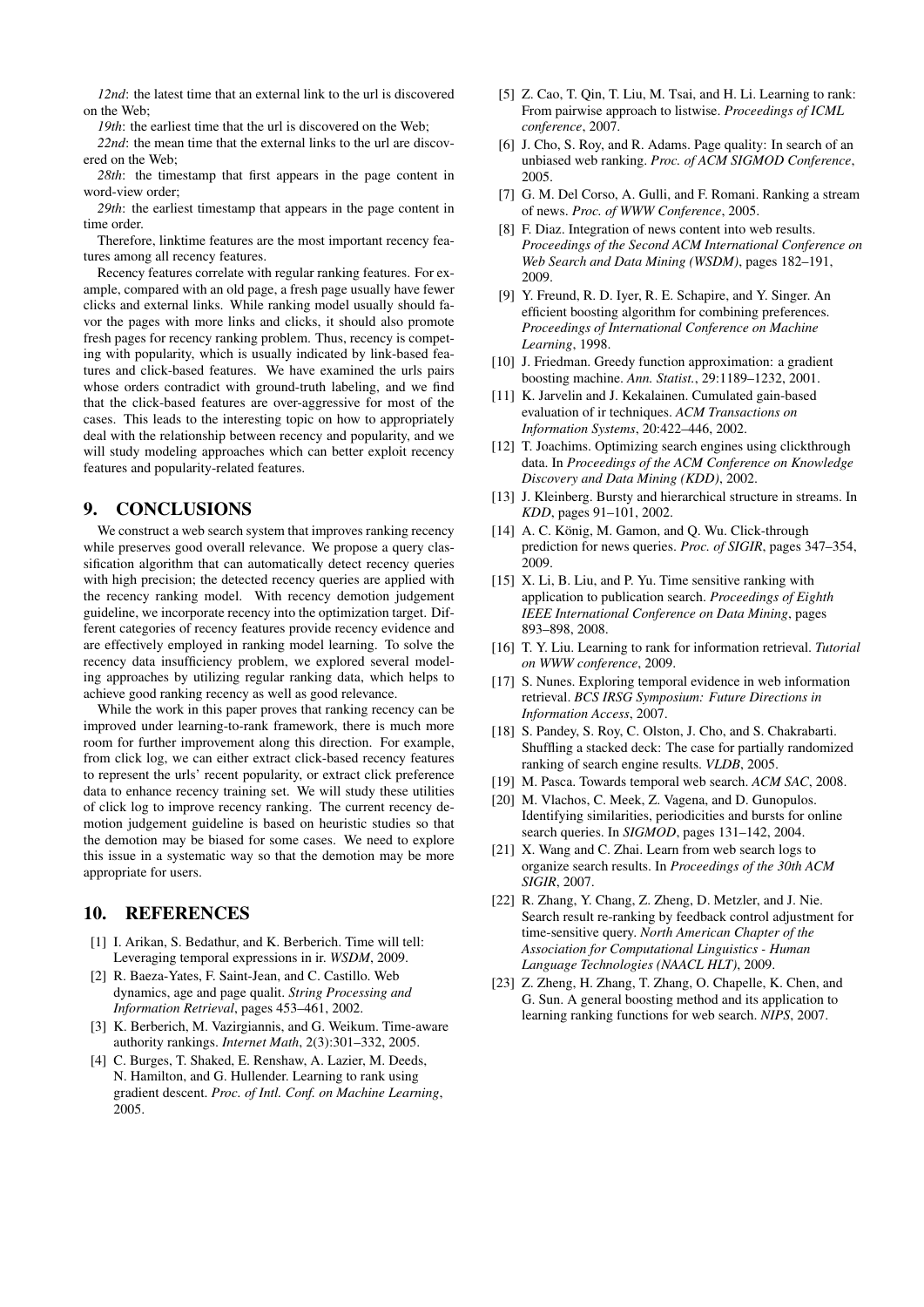*12nd*: the latest time that an external link to the url is discovered on the Web;

*19th*: the earliest time that the url is discovered on the Web;

*22nd*: the mean time that the external links to the url are discovered on the Web;

*28th*: the timestamp that first appears in the page content in word-view order;

*29th*: the earliest timestamp that appears in the page content in time order.

Therefore, linktime features are the most important recency features among all recency features.

Recency features correlate with regular ranking features. For example, compared with an old page, a fresh page usually have fewer clicks and external links. While ranking model usually should favor the pages with more links and clicks, it should also promote fresh pages for recency ranking problem. Thus, recency is competing with popularity, which is usually indicated by link-based features and click-based features. We have examined the urls pairs whose orders contradict with ground-truth labeling, and we find that the click-based features are over-aggressive for most of the cases. This leads to the interesting topic on how to appropriately deal with the relationship between recency and popularity, and we will study modeling approaches which can better exploit recency features and popularity-related features.

## 9. CONCLUSIONS

We construct a web search system that improves ranking recency while preserves good overall relevance. We propose a query classification algorithm that can automatically detect recency queries with high precision; the detected recency queries are applied with the recency ranking model. With recency demotion judgement guideline, we incorporate recency into the optimization target. Different categories of recency features provide recency evidence and are effectively employed in ranking model learning. To solve the recency data insufficiency problem, we explored several modeling approaches by utilizing regular ranking data, which helps to achieve good ranking recency as well as good relevance.

While the work in this paper proves that ranking recency can be improved under learning-to-rank framework, there is much more room for further improvement along this direction. For example, from click log, we can either extract click-based recency features to represent the urls' recent popularity, or extract click preference data to enhance recency training set. We will study these utilities of click log to improve recency ranking. The current recency demotion judgement guideline is based on heuristic studies so that the demotion may be biased for some cases. We need to explore this issue in a systematic way so that the demotion may be more appropriate for users.

## 10. REFERENCES

[1] I. Arikan, S. Bedathur, and K. Berberich. Time will tell: Leveraging temporal expressions in ir. *WSDM*, 2009.

[2] R. Baeza-Yates, F. Saint-Jean, and C. Castillo. Web dynamics, age and page qualit. *String Processing and Information Retrieval*, pages 453–461, 2002.

[3] K. Berberich, M. Vazirgiannis, and G. Weikum. Time-aware authority rankings. *Internet Math*, 2(3):301–332, 2005.

[4] C. Burges, T. Shaked, E. Renshaw, A. Lazier, M. Deeds, N. Hamilton, and G. Hullender. Learning to rank using gradient descent. *Proc. of Intl. Conf. on Machine Learning*, 2005.

[5] Z. Cao, T. Qin, T. Liu, M. Tsai, and H. Li. Learning to rank: From pairwise approach to listwise. *Proceedings of ICML conference*, 2007.

[6] J. Cho, S. Roy, and R. Adams. Page quality: In search of an unbiased web ranking. *Proc. of ACM SIGMOD Conference*, 2005.

[7] G. M. Del Corso, A. Gulli, and F. Romani. Ranking a stream of news. *Proc. of WWW Conference*, 2005.

[8] F. Diaz. Integration of news content into web results. *Proceedings of the Second ACM International Conference on Web Search and Data Mining (WSDM)*, pages 182–191, 2009.

[9] Y. Freund, R. D. Iyer, R. E. Schapire, and Y. Singer. An efficient boosting algorithm for combining preferences. *Proceedings of International Conference on Machine Learning*, 1998.

[10] J. Friedman. Greedy function approximation: a gradient boosting machine. *Ann. Statist.*, 29:1189–1232, 2001.

[11] K. Jarvelin and J. Kekalainen. Cumulated gain-based evaluation of ir techniques. *ACM Transactions on Information Systems*, 20:422–446, 2002.

[12] T. Joachims. Optimizing search engines using clickthrough data. In *Proceedings of the ACM Conference on Knowledge Discovery and Data Mining (KDD)*, 2002.

[13] J. Kleinberg. Bursty and hierarchical structure in streams. In *KDD*, pages 91–101, 2002.

[14] A. C. König, M. Gamon, and Q. Wu. Click-through prediction for news queries. *Proc. of SIGIR*, pages 347–354, 2009.

[15] X. Li, B. Liu, and P. Yu. Time sensitive ranking with application to publication search. *Proceedings of Eighth IEEE International Conference on Data Mining*, pages 893–898, 2008.

[16] T. Y. Liu. Learning to rank for information retrieval. *Tutorial on WWW conference*, 2009.

[17] S. Nunes. Exploring temporal evidence in web information retrieval. *BCS IRSG Symposium: Future Directions in Information Access*, 2007.

[18] S. Pandey, S. Roy, C. Olston, J. Cho, and S. Chakrabarti. Shuffling a stacked deck: The case for partially randomized ranking of search engine results. *VLDB*, 2005.

[19] M. Pasca. Towards temporal web search. *ACM SAC*, 2008.

[20] M. Vlachos, C. Meek, Z. Vagena, and D. Gunopulos. Identifying similarities, periodicities and bursts for online search queries. In *SIGMOD*, pages 131–142, 2004.

[21] X. Wang and C. Zhai. Learn from web search logs to organize search results. In *Proceedings of the 30th ACM SIGIR*, 2007.

[22] R. Zhang, Y. Chang, Z. Zheng, D. Metzler, and J. Nie. Search result re-ranking by feedback control adjustment for time-sensitive query. *North American Chapter of the Association for Computational Linguistics - Human Language Technologies (NAACL HLT)*, 2009.

[23] Z. Zheng, H. Zhang, T. Zhang, O. Chapelle, K. Chen, and G. Sun. A general boosting method and its application to learning ranking functions for web search. *NIPS*, 2007.